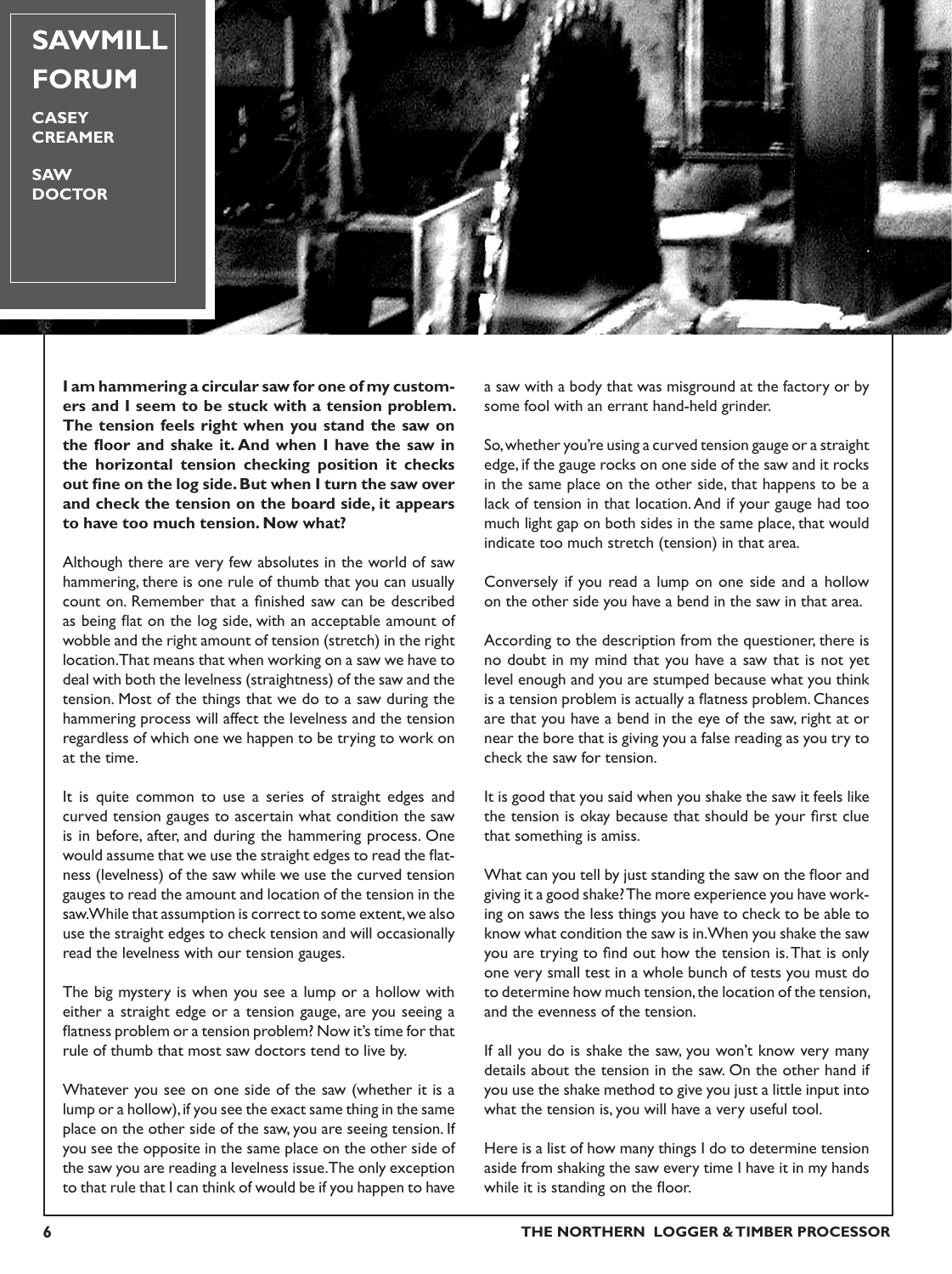# SAWMILL FORUM

**CASEY CREAMER**

**SAW DOCTOR**

**I am hammering a circular saw for one of my customers and I seem to be stuck with a tension problem. The tension feels right when you stand the saw on the floor and shake it. And when I have the saw in the horizontal tension checking position it checks out fine on the log side. But when I turn the saw over and check the tension on the board side, it appears to have too much tension. Now what?**

Although there are very few absolutes in the world of saw hammering, there is one rule of thumb that you can usually count on. Remember that a finished saw can be described as being flat on the log side, with an acceptable amount of wobble and the right amount of tension (stretch) in the right location. That means that when working on a saw we have to deal with both the levelness (straightness) of the saw and the tension. Most of the things that we do to a saw during the hammering process will affect the levelness and the tension regardless of which one we happen to be trying to work on at the time.

It is quite common to use a series of straight edges and curved tension gauges to ascertain what condition the saw is in before, after, and during the hammering process. One would assume that we use the straight edges to read the flatness (levelness) of the saw while we use the curved tension gauges to read the amount and location of the tension in the saw. While that assumption is correct to some extent, we also use the straight edges to check tension and will occasionally read the levelness with our tension gauges.

The big mystery is when you see a lump or a hollow with either a straight edge or a tension gauge, are you seeing a flatness problem or a tension problem? Now it's time for that rule of thumb that most saw doctors tend to live by.

Whatever you see on one side of the saw (whether it is a lump or a hollow), if you see the exact same thing in the same place on the other side of the saw, you are seeing tension. If you see the opposite in the same place on the other side of the saw you are reading a levelness issue. The only exception to that rule that I can think of would be if you happen to have a saw with a body that was misground at the factory or by some fool with an errant hand-held grinder.

So, whether you're using a curved tension gauge or a straight edge, if the gauge rocks on one side of the saw and it rocks in the same place on the other side, that happens to be a lack of tension in that location. And if your gauge had too much light gap on both sides in the same place, that would indicate too much stretch (tension) in that area.

Conversely if you read a lump on one side and a hollow on the other side you have a bend in the saw in that area.

According to the description from the questioner, there is no doubt in my mind that you have a saw that is not yet level enough and you are stumped because what you think is a tension problem is actually a flatness problem. Chances are that you have a bend in the eye of the saw, right at or near the bore that is giving you a false reading as you try to check the saw for tension.

It is good that you said when you shake the saw it feels like the tension is okay because that should be your first clue that something is amiss.

What can you tell by just standing the saw on the floor and giving it a good shake? The more experience you have working on saws the less things you have to check to be able to know what condition the saw is in. When you shake the saw you are trying to find out how the tension is. That is only one very small test in a whole bunch of tests you must do to determine how much tension, the location of the tension, and the evenness of the tension.

If all you do is shake the saw, you won't know very many details about the tension in the saw. On the other hand if you use the shake method to give you just a little input into what the tension is, you will have a very useful tool.

Here is a list of how many things I do to determine tension aside from shaking the saw every time I have it in my hands while it is standing on the floor.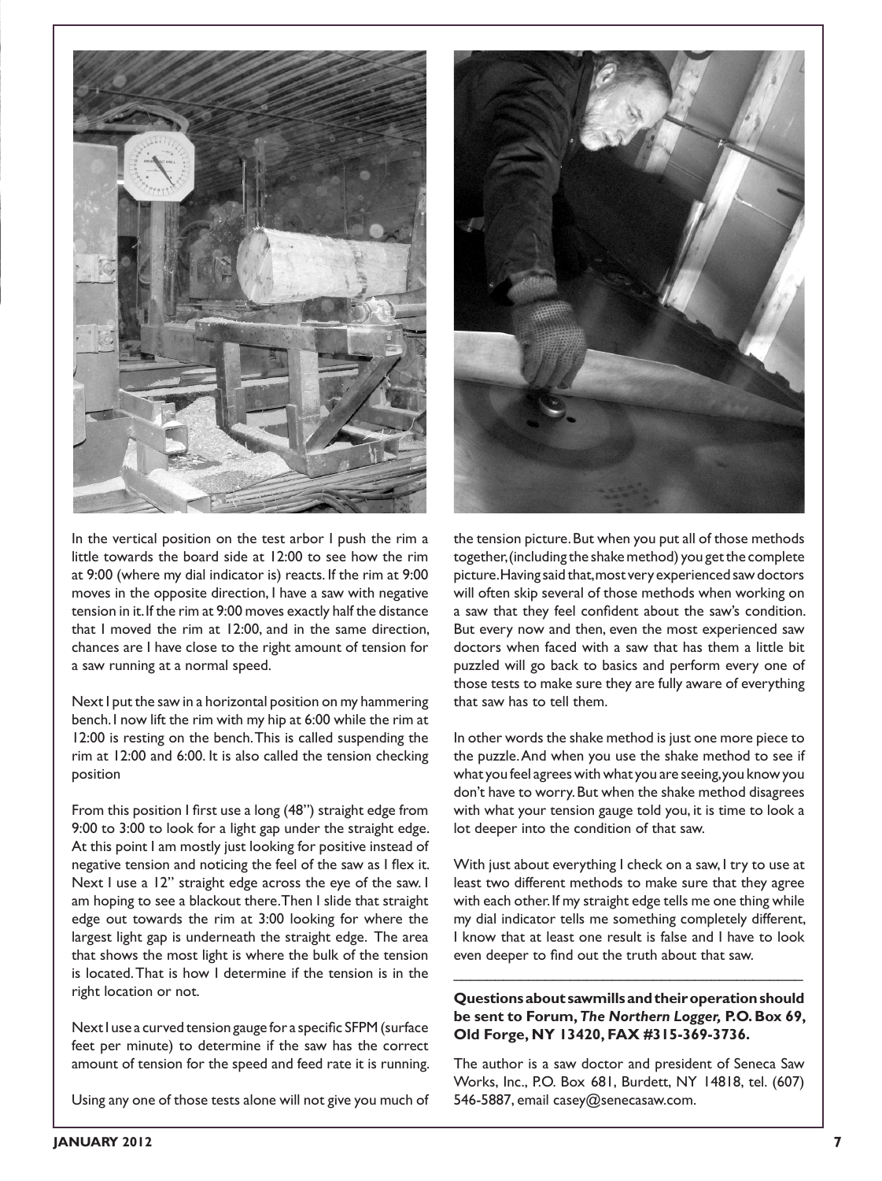In the vertical position on the test arbor I push the rim a little towards the board side at 12:00 to see how the rim at 9:00 (where my dial indicator is) reacts. If the rim at 9:00 moves in the opposite direction, I have a saw with negative tension in it. If the rim at 9:00 moves exactly half the distance that I moved the rim at 12:00, and in the same direction, chances are I have close to the right amount of tension for a saw running at a normal speed.

Next I put the saw in a horizontal position on my hammering bench. I now lift the rim with my hip at 6:00 while the rim at 12:00 is resting on the bench. This is called suspending the rim at 12:00 and 6:00. It is also called the tension checking position

From this position I first use a long (48") straight edge from 9:00 to 3:00 to look for a light gap under the straight edge. At this point I am mostly just looking for positive instead of negative tension and noticing the feel of the saw as I flex it. Next I use a 12" straight edge across the eye of the saw. I am hoping to see a blackout there. Then I slide that straight edge out towards the rim at 3:00 looking for where the largest light gap is underneath the straight edge. The area that shows the most light is where the bulk of the tension is located. That is how I determine if the tension is in the right location or not.

Next I use a curved tension gauge for a specific SFPM (surface feet per minute) to determine if the saw has the correct amount of tension for the speed and feed rate it is running.

Using any one of those tests alone will not give you much of the tension picture. But when you put all of those methods together, (including the shake method) you get the complete picture. Having said that, most very experienced saw doctors will often skip several of those methods when working on a saw that they feel confident about the saw's condition. But every now and then, even the most experienced saw doctors when faced with a saw that has them a little bit puzzled will go back to basics and perform every one of those tests to make sure they are fully aware of everything that saw has to tell them.

In other words the shake method is just one more piece to the puzzle. And when you use the shake method to see if what you feel agrees with what you are seeing, you know you don't have to worry. But when the shake method disagrees with what your tension gauge told you, it is time to look a lot deeper into the condition of that saw.

With just about everything I check on a saw, I try to use at least two different methods to make sure that they agree with each other. If my straight edge tells me one thing while my dial indicator tells me something completely different, I know that at least one result is false and I have to look even deeper to find out the truth about that saw.

---

**Questions about sawmills and their operation should be sent to Forum, *The Northern Logger,* P.O. Box 69, Old Forge, NY 13420, FAX #315-369-3736.**

The author is a saw doctor and president of Seneca Saw Works, Inc., P.O. Box 681, Burdett, NY 14818, tel. (607) 546-5887, email casey@senecasaw.com.